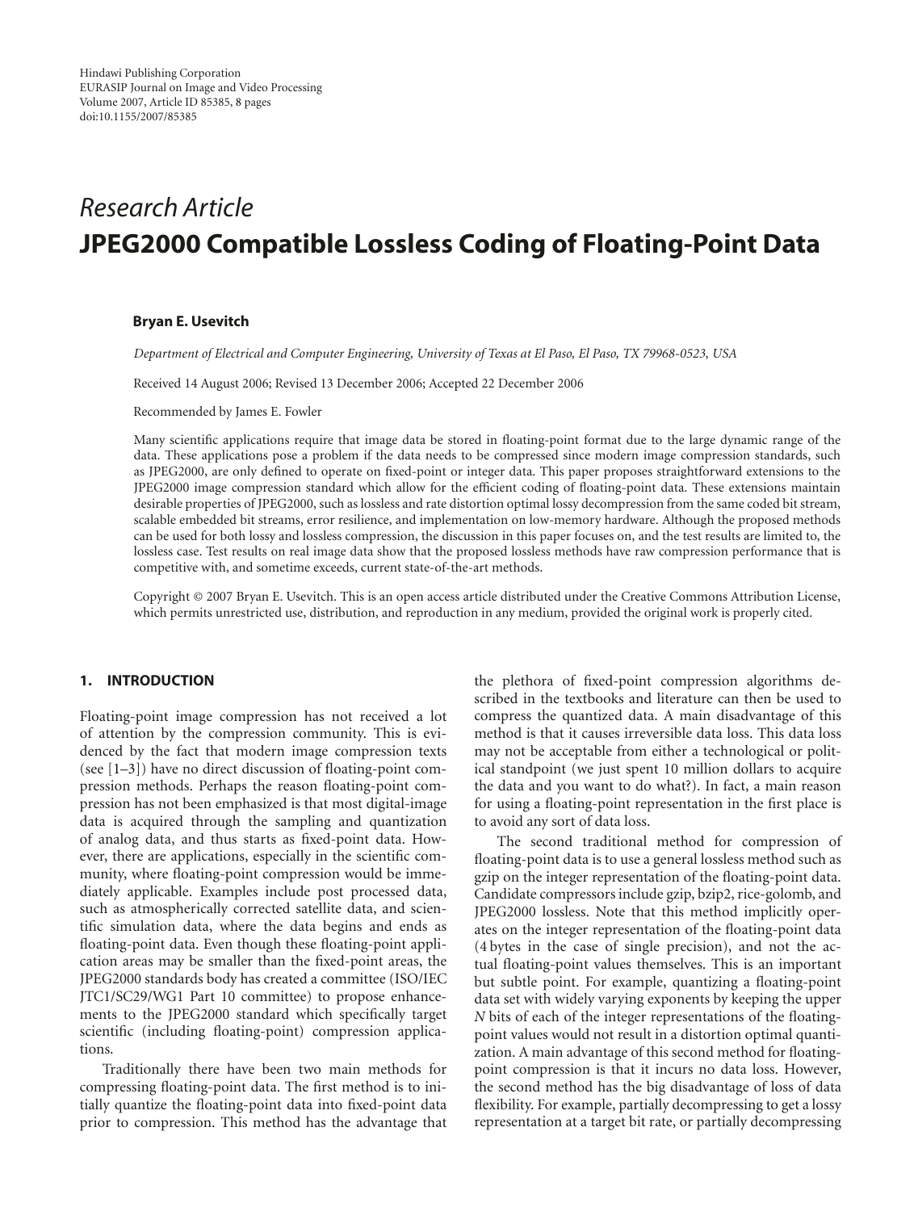Research Article

# JPEG2000 Compatible Lossless Coding of Floating-Point Data

**Bryan E. Usevitch**

*Department of Electrical and Computer Engineering, University of Texas at El Paso, El Paso, TX 79968-0523, USA*

Received 14 August 2006; Revised 13 December 2006; Accepted 22 December 2006

Recommended by James E. Fowler

Many scientific applications require that image data be stored in floating-point format due to the large dynamic range of the data. These applications pose a problem if the data needs to be compressed since modern image compression standards, such as JPEG2000, are only defined to operate on fixed-point or integer data. This paper proposes straightforward extensions to the JPEG2000 image compression standard which allow for the efficient coding of floating-point data. These extensions maintain desirable properties of JPEG2000, such as lossless and rate distortion optimal lossy decompression from the same coded bit stream, scalable embedded bit streams, error resilience, and implementation on low-memory hardware. Although the proposed methods can be used for both lossy and lossless compression, the discussion in this paper focuses on, and the test results are limited to, the lossless case. Test results on real image data show that the proposed lossless methods have raw compression performance that is competitive with, and sometime exceeds, current state-of-the-art methods.

Copyright © 2007 Bryan E. Usevitch. This is an open access article distributed under the Creative Commons Attribution License, which permits unrestricted use, distribution, and reproduction in any medium, provided the original work is properly cited.

## 1. INTRODUCTION

Floating-point image compression has not received a lot of attention by the compression community. This is evidenced by the fact that modern image compression texts (see [1–3]) have no direct discussion of floating-point compression methods. Perhaps the reason floating-point compression has not been emphasized is that most digital-image data is acquired through the sampling and quantization of analog data, and thus starts as fixed-point data. However, there are applications, especially in the scientific community, where floating-point compression would be immediately applicable. Examples include post processed data, such as atmospherically corrected satellite data, and scientific simulation data, where the data begins and ends as floating-point data. Even though these floating-point application areas may be smaller than the fixed-point areas, the JPEG2000 standards body has created a committee (ISO/IEC JTC1/SC29/WG1 Part 10 committee) to propose enhancements to the JPEG2000 standard which specifically target scientific (including floating-point) compression applications.

Traditionally there have been two main methods for compressing floating-point data. The first method is to initially quantize the floating-point data into fixed-point data prior to compression. This method has the advantage that the plethora of fixed-point compression algorithms described in the textbooks and literature can then be used to compress the quantized data. A main disadvantage of this method is that it causes irreversible data loss. This data loss may not be acceptable from either a technological or political standpoint (we just spent 10 million dollars to acquire the data and you want to do what?). In fact, a main reason for using a floating-point representation in the first place is to avoid any sort of data loss.

The second traditional method for compression of floating-point data is to use a general lossless method such as gzip on the integer representation of the floating-point data. Candidate compressors include gzip, bzip2, rice-golomb, and JPEG2000 lossless. Note that this method implicitly operates on the integer representation of the floating-point data (4 bytes in the case of single precision), and not the actual floating-point values themselves. This is an important but subtle point. For example, quantizing a floating-point data set with widely varying exponents by keeping the upper $N$ bits of each of the integer representations of the floating-point values would not result in a distortion optimal quantization. A main advantage of this second method for floating-point compression is that it incurs no data loss. However, the second method has the big disadvantage of loss of data flexibility. For example, partially decompressing to get a lossy representation at a target bit rate, or partially decompressing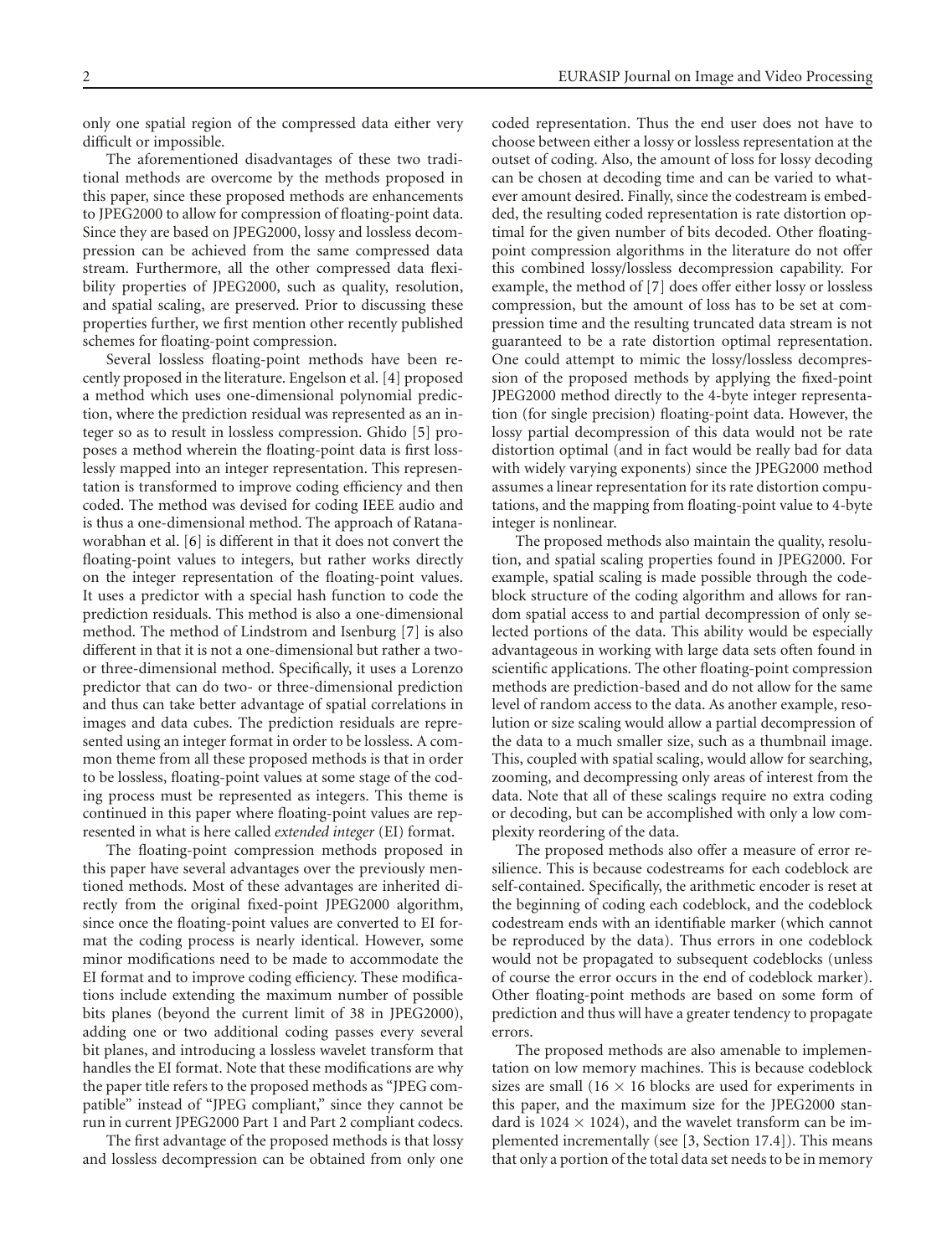only one spatial region of the compressed data either very difficult or impossible.

The aforementioned disadvantages of these two traditional methods are overcome by the methods proposed in this paper, since these proposed methods are enhancements to JPEG2000 to allow for compression of floating-point data. Since they are based on JPEG2000, lossy and lossless decompression can be achieved from the same compressed data stream. Furthermore, all the other compressed data flexibility properties of JPEG2000, such as quality, resolution, and spatial scaling, are preserved. Prior to discussing these properties further, we first mention other recently published schemes for floating-point compression.

Several lossless floating-point methods have been recently proposed in the literature. Engelson et al. [4] proposed a method which uses one-dimensional polynomial prediction, where the prediction residual was represented as an integer so as to result in lossless compression. Ghido [5] proposes a method wherein the floating-point data is first losslessly mapped into an integer representation. This representation is transformed to improve coding efficiency and then coded. The method was devised for coding IEEE audio and is thus a one-dimensional method. The approach of Ratanaworabhan et al. [6] is different in that it does not convert the floating-point values to integers, but rather works directly on the integer representation of the floating-point values. It uses a predictor with a special hash function to code the prediction residuals. This method is also a one-dimensional method. The method of Lindstrom and Isenburg [7] is also different in that it is not a one-dimensional but rather a two- or three-dimensional method. Specifically, it uses a Lorenzo predictor that can do two- or three-dimensional prediction and thus can take better advantage of spatial correlations in images and data cubes. The prediction residuals are represented using an integer format in order to be lossless. A common theme from all these proposed methods is that in order to be lossless, floating-point values at some stage of the coding process must be represented as integers. This theme is continued in this paper where floating-point values are represented in what is here called *extended integer* (EI) format.

The floating-point compression methods proposed in this paper have several advantages over the previously mentioned methods. Most of these advantages are inherited directly from the original fixed-point JPEG2000 algorithm, since once the floating-point values are converted to EI format the coding process is nearly identical. However, some minor modifications need to be made to accommodate the EI format and to improve coding efficiency. These modifications include extending the maximum number of possible bits planes (beyond the current limit of 38 in JPEG2000), adding one or two additional coding passes every several bit planes, and introducing a lossless wavelet transform that handles the EI format. Note that these modifications are why the paper title refers to the proposed methods as "JPEG compatible" instead of "JPEG compliant," since they cannot be run in current JPEG2000 Part 1 and Part 2 compliant codecs.

The first advantage of the proposed methods is that lossy and lossless decompression can be obtained from only one coded representation. Thus the end user does not have to choose between either a lossy or lossless representation at the outset of coding. Also, the amount of loss for lossy decoding can be chosen at decoding time and can be varied to whatever amount desired. Finally, since the codestream is embedded, the resulting coded representation is rate distortion optimal for the given number of bits decoded. Other floating-point compression algorithms in the literature do not offer this combined lossy/lossless decompression capability. For example, the method of [7] does offer either lossy or lossless compression, but the amount of loss has to be set at compression time and the resulting truncated data stream is not guaranteed to be a rate distortion optimal representation. One could attempt to mimic the lossy/lossless decompression of the proposed methods by applying the fixed-point JPEG2000 method directly to the 4-byte integer representation (for single precision) floating-point data. However, the lossy partial decompression of this data would not be rate distortion optimal (and in fact would be really bad for data with widely varying exponents) since the JPEG2000 method assumes a linear representation for its rate distortion computations, and the mapping from floating-point value to 4-byte integer is nonlinear.

The proposed methods also maintain the quality, resolution, and spatial scaling properties found in JPEG2000. For example, spatial scaling is made possible through the codeblock structure of the coding algorithm and allows for random spatial access to and partial decompression of only selected portions of the data. This ability would be especially advantageous in working with large data sets often found in scientific applications. The other floating-point compression methods are prediction-based and do not allow for the same level of random access to the data. As another example, resolution or size scaling would allow a partial decompression of the data to a much smaller size, such as a thumbnail image. This, coupled with spatial scaling, would allow for searching, zooming, and decompressing only areas of interest from the data. Note that all of these scalings require no extra coding or decoding, but can be accomplished with only a low complexity reordering of the data.

The proposed methods also offer a measure of error resilience. This is because codestreams for each codeblock are self-contained. Specifically, the arithmetic encoder is reset at the beginning of coding each codeblock, and the codeblock codestream ends with an identifiable marker (which cannot be reproduced by the data). Thus errors in one codeblock would not be propagated to subsequent codeblocks (unless of course the error occurs in the end of codeblock marker). Other floating-point methods are based on some form of prediction and thus will have a greater tendency to propagate errors.

The proposed methods are also amenable to implementation on low memory machines. This is because codeblock sizes are small ($16 \times 16$ blocks are used for experiments in this paper, and the maximum size for the JPEG2000 standard is $1024 \times 1024$), and the wavelet transform can be implemented incrementally (see [3, Section 17.4]). This means that only a portion of the total data set needs to be in memory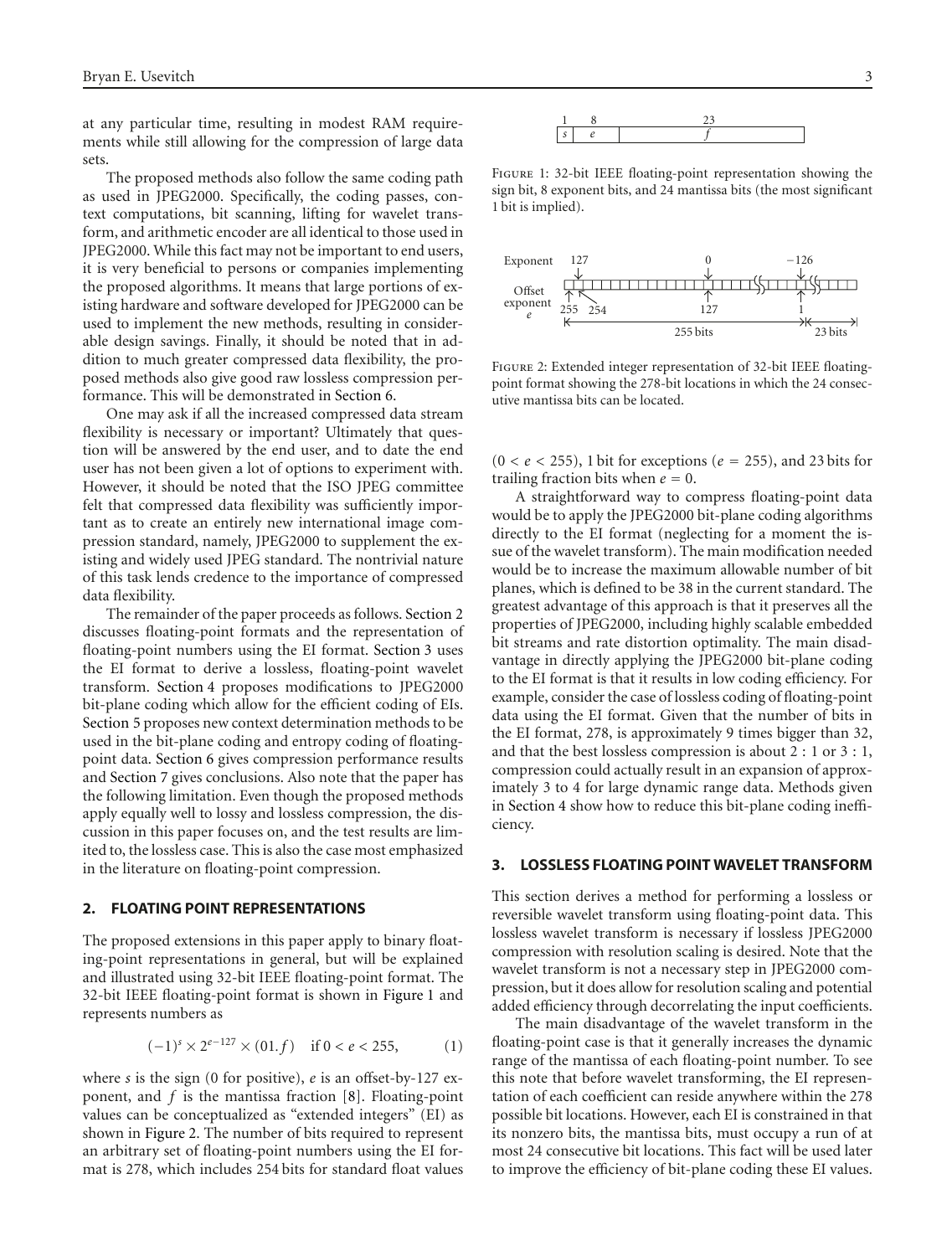at any particular time, resulting in modest RAM requirements while still allowing for the compression of large data sets.

The proposed methods also follow the same coding path as used in JPEG2000. Specifically, the coding passes, context computations, bit scanning, lifting for wavelet transform, and arithmetic encoder are all identical to those used in JPEG2000. While this fact may not be important to end users, it is very beneficial to persons or companies implementing the proposed algorithms. It means that large portions of existing hardware and software developed for JPEG2000 can be used to implement the new methods, resulting in considerable design savings. Finally, it should be noted that in addition to much greater compressed data flexibility, the proposed methods also give good raw lossless compression performance. This will be demonstrated in Section 6.

One may ask if all the increased compressed data stream flexibility is necessary or important? Ultimately that question will be answered by the end user, and to date the end user has not been given a lot of options to experiment with. However, it should be noted that the ISO JPEG committee felt that compressed data flexibility was sufficiently important as to create an entirely new international image compression standard, namely, JPEG2000 to supplement the existing and widely used JPEG standard. The nontrivial nature of this task lends credence to the importance of compressed data flexibility.

The remainder of the paper proceeds as follows. Section 2 discusses floating-point formats and the representation of floating-point numbers using the EI format. Section 3 uses the EI format to derive a lossless, floating-point wavelet transform. Section 4 proposes modifications to JPEG2000 bit-plane coding which allow for the efficient coding of EIs. Section 5 proposes new context determination methods to be used in the bit-plane coding and entropy coding of floating-point data. Section 6 gives compression performance results and Section 7 gives conclusions. Also note that the paper has the following limitation. Even though the proposed methods apply equally well to lossy and lossless compression, the discussion in this paper focuses on, and the test results are limited to, the lossless case. This is also the case most emphasized in the literature on floating-point compression.

## 2. FLOATING POINT REPRESENTATIONS

The proposed extensions in this paper apply to binary floating-point representations in general, but will be explained and illustrated using 32-bit IEEE floating-point format. The 32-bit IEEE floating-point format is shown in Figure 1 and represents numbers as

$$(-1)^s \times 2^{e-127} \times (01.f) \quad \text{if } 0 < e < 255, \tag{1}$$

where $s$ is the sign (0 for positive), $e$ is an offset-by-127 exponent, and $f$ is the mantissa fraction [8]. Floating-point values can be conceptualized as "extended integers" (EI) as shown in Figure 2. The number of bits required to represent an arbitrary set of floating-point numbers using the EI format is 278, which includes 254 bits for standard float values

Figure 1: 32-bit IEEE floating-point representation showing the sign bit, 8 exponent bits, and 24 mantissa bits (the most significant 1 bit is implied).

Figure 2: Extended integer representation of 32-bit IEEE floating-point format showing the 278-bit locations in which the 24 consecutive mantissa bits can be located.

($0 < e < 255$), 1 bit for exceptions ($e = 255$), and 23 bits for trailing fraction bits when $e = 0$.

A straightforward way to compress floating-point data would be to apply the JPEG2000 bit-plane coding algorithms directly to the EI format (neglecting for a moment the issue of the wavelet transform). The main modification needed would be to increase the maximum allowable number of bit planes, which is defined to be 38 in the current standard. The greatest advantage of this approach is that it preserves all the properties of JPEG2000, including highly scalable embedded bit streams and rate distortion optimality. The main disadvantage in directly applying the JPEG2000 bit-plane coding to the EI format is that it results in low coding efficiency. For example, consider the case of lossless coding of floating-point data using the EI format. Given that the number of bits in the EI format, 278, is approximately 9 times bigger than 32, and that the best lossless compression is about 2 : 1 or 3 : 1, compression could actually result in an expansion of approximately 3 to 4 for large dynamic range data. Methods given in Section 4 show how to reduce this bit-plane coding inefficiency.

## 3. LOSSLESS FLOATING POINT WAVELET TRANSFORM

This section derives a method for performing a lossless or reversible wavelet transform using floating-point data. This lossless wavelet transform is necessary if lossless JPEG2000 compression with resolution scaling is desired. Note that the wavelet transform is not a necessary step in JPEG2000 compression, but it does allow for resolution scaling and potential added efficiency through decorrelating the input coefficients.

The main disadvantage of the wavelet transform in the floating-point case is that it generally increases the dynamic range of the mantissa of each floating-point number. To see this note that before wavelet transforming, the EI representation of each coefficient can reside anywhere within the 278 possible bit locations. However, each EI is constrained in that its nonzero bits, the mantissa bits, must occupy a run of at most 24 consecutive bit locations. This fact will be used later to improve the efficiency of bit-plane coding these EI values.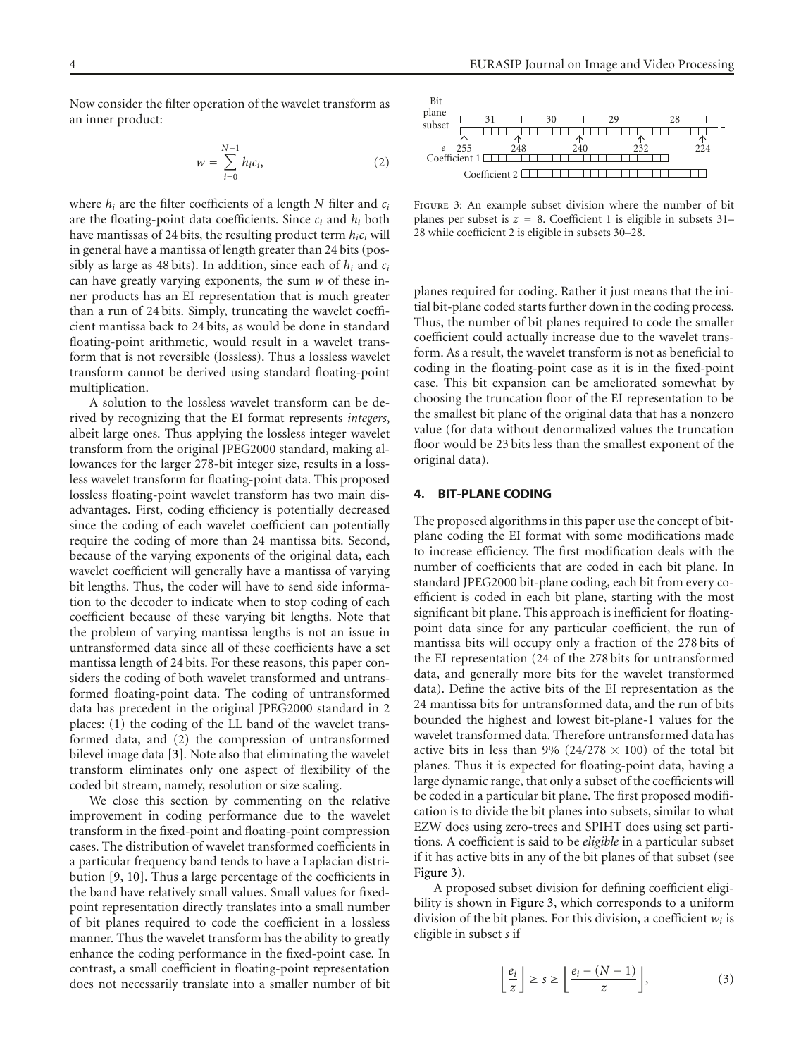Now consider the filter operation of the wavelet transform as an inner product:

$$w = \sum_{i=0}^{N-1} h_i c_i, \tag{2}$$

where $h_i$ are the filter coefficients of a length $N$ filter and $c_i$ are the floating-point data coefficients. Since $c_i$ and $h_i$ both have mantissas of 24 bits, the resulting product term $h_i c_i$ will in general have a mantissa of length greater than 24 bits (possibly as large as 48 bits). In addition, since each of $h_i$ and $c_i$ can have greatly varying exponents, the sum $w$ of these inner products has an EI representation that is much greater than a run of 24 bits. Simply, truncating the wavelet coefficient mantissa back to 24 bits, as would be done in standard floating-point arithmetic, would result in a wavelet transform that is not reversible (lossless). Thus a lossless wavelet transform cannot be derived using standard floating-point multiplication.

A solution to the lossless wavelet transform can be derived by recognizing that the EI format represents *integers*, albeit large ones. Thus applying the lossless integer wavelet transform from the original JPEG2000 standard, making allowances for the larger 278-bit integer size, results in a lossless wavelet transform for floating-point data. This proposed lossless floating-point wavelet transform has two main disadvantages. First, coding efficiency is potentially decreased since the coding of each wavelet coefficient can potentially require the coding of more than 24 mantissa bits. Second, because of the varying exponents of the original data, each wavelet coefficient will generally have a mantissa of varying bit lengths. Thus, the coder will have to send side information to the decoder to indicate when to stop coding of each coefficient because of these varying bit lengths. Note that the problem of varying mantissa lengths is not an issue in untransformed data since all of these coefficients have a set mantissa length of 24 bits. For these reasons, this paper considers the coding of both wavelet transformed and untransformed floating-point data. The coding of untransformed data has precedent in the original JPEG2000 standard in 2 places: (1) the coding of the LL band of the wavelet transformed data, and (2) the compression of untransformed bilevel image data [3]. Note also that eliminating the wavelet transform eliminates only one aspect of flexibility of the coded bit stream, namely, resolution or size scaling.

We close this section by commenting on the relative improvement in coding performance due to the wavelet transform in the fixed-point and floating-point compression cases. The distribution of wavelet transformed coefficients in a particular frequency band tends to have a Laplacian distribution [9, 10]. Thus a large percentage of the coefficients in the band have relatively small values. Small values for fixed-point representation directly translates into a small number of bit planes required to code the coefficient in a lossless manner. Thus the wavelet transform has the ability to greatly enhance the coding performance in the fixed-point case. In contrast, a small coefficient in floating-point representation does not necessarily translate into a smaller number of bit planes required for coding. Rather it just means that the initial bit-plane coded starts further down in the coding process. Thus, the number of bit planes required to code the smaller coefficient could actually increase due to the wavelet transform. As a result, the wavelet transform is not as beneficial to coding in the floating-point case as it is in the fixed-point case. This bit expansion can be ameliorated somewhat by choosing the truncation floor of the EI representation to be the smallest bit plane of the original data that has a nonzero value (for data without denormalized values the truncation floor would be 23 bits less than the smallest exponent of the original data).

Figure 3: An example subset division where the number of bit planes per subset is $z = 8$. Coefficient 1 is eligible in subsets 31–28 while coefficient 2 is eligible in subsets 30–28.

## 4. BIT-PLANE CODING

The proposed algorithms in this paper use the concept of bit-plane coding the EI format with some modifications made to increase efficiency. The first modification deals with the number of coefficients that are coded in each bit plane. In standard JPEG2000 bit-plane coding, each bit from every coefficient is coded in each bit plane, starting with the most significant bit plane. This approach is inefficient for floating-point data since for any particular coefficient, the run of mantissa bits will occupy only a fraction of the 278 bits of the EI representation (24 of the 278 bits for untransformed data, and generally more bits for the wavelet transformed data). Define the active bits of the EI representation as the 24 mantissa bits for untransformed data, and the run of bits bounded the highest and lowest bit-plane-1 values for the wavelet transformed data. Therefore untransformed data has active bits in less than 9% $(24/278 \times 100)$ of the total bit planes. Thus it is expected for floating-point data, having a large dynamic range, that only a subset of the coefficients will be coded in a particular bit plane. The first proposed modification is to divide the bit planes into subsets, similar to what EZW does using zero-trees and SPIHT does using set partitions. A coefficient is said to be *eligible* in a particular subset if it has active bits in any of the bit planes of that subset (see Figure 3).

A proposed subset division for defining coefficient eligibility is shown in Figure 3, which corresponds to a uniform division of the bit planes. For this division, a coefficient $w_i$ is eligible in subset $s$ if

$$\left\lfloor \frac{e_i}{z} \right\rfloor \geq s \geq \left\lfloor \frac{e_i - (N-1)}{z} \right\rfloor, \tag{3}$$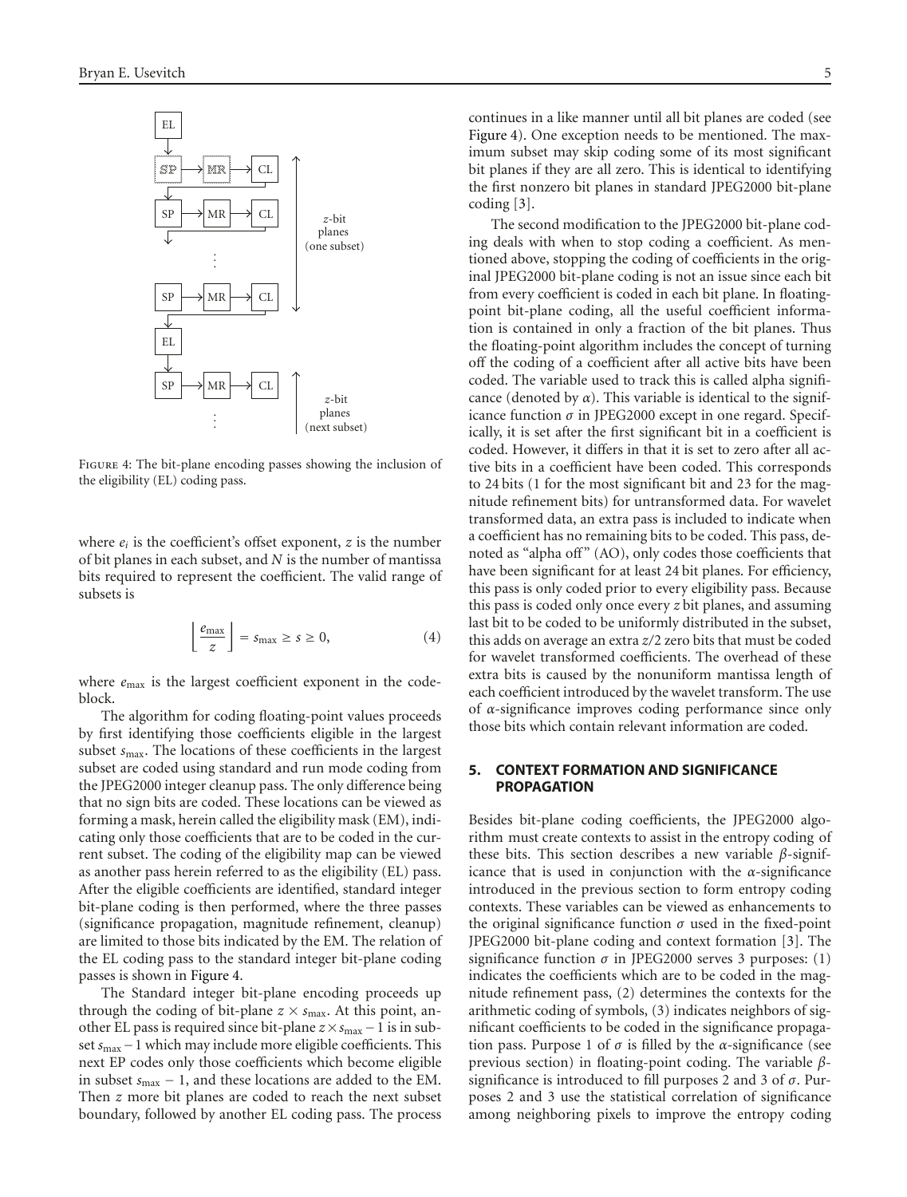FIGURE 4: The bit-plane encoding passes showing the inclusion of the eligibility (EL) coding pass.

where $e_i$ is the coefficient's offset exponent, $z$ is the number of bit planes in each subset, and $N$ is the number of mantissa bits required to represent the coefficient. The valid range of subsets is

$$\left\lfloor \frac{e_{\max}}{z} \right\rfloor = s_{\max} \geq s \geq 0, \tag{4}$$

where $e_{\max}$ is the largest coefficient exponent in the codeblock.

The algorithm for coding floating-point values proceeds by first identifying those coefficients eligible in the largest subset $s_{\max}$. The locations of these coefficients in the largest subset are coded using standard and run mode coding from the JPEG2000 integer cleanup pass. The only difference being that no sign bits are coded. These locations can be viewed as forming a mask, herein called the eligibility mask (EM), indicating only those coefficients that are to be coded in the current subset. The coding of the eligibility map can be viewed as another pass herein referred to as the eligibility (EL) pass. After the eligible coefficients are identified, standard integer bit-plane coding is then performed, where the three passes (significance propagation, magnitude refinement, cleanup) are limited to those bits indicated by the EM. The relation of the EL coding pass to the standard integer bit-plane coding passes is shown in Figure 4.

The Standard integer bit-plane encoding proceeds up through the coding of bit-plane $z \times s_{\max}$. At this point, another EL pass is required since bit-plane $z \times s_{\max} - 1$ is in subset $s_{\max} - 1$ which may include more eligible coefficients. This next EP codes only those coefficients which become eligible in subset $s_{\max} - 1$, and these locations are added to the EM. Then $z$ more bit planes are coded to reach the next subset boundary, followed by another EL coding pass. The process continues in a like manner until all bit planes are coded (see Figure 4). One exception needs to be mentioned. The maximum subset may skip coding some of its most significant bit planes if they are all zero. This is identical to identifying the first nonzero bit planes in standard JPEG2000 bit-plane coding [3].

The second modification to the JPEG2000 bit-plane coding deals with when to stop coding a coefficient. As mentioned above, stopping the coding of coefficients in the original JPEG2000 bit-plane coding is not an issue since each bit from every coefficient is coded in each bit plane. In floating-point bit-plane coding, all the useful coefficient information is contained in only a fraction of the bit planes. Thus the floating-point algorithm includes the concept of turning off the coding of a coefficient after all active bits have been coded. The variable used to track this is called alpha significance (denoted by $\alpha$). This variable is identical to the significance function $\sigma$ in JPEG2000 except in one regard. Specifically, it is set after the first significant bit in a coefficient is coded. However, it differs in that it is set to zero after all active bits in a coefficient have been coded. This corresponds to 24 bits (1 for the most significant bit and 23 for the magnitude refinement bits) for untransformed data. For wavelet transformed data, an extra pass is included to indicate when a coefficient has no remaining bits to be coded. This pass, denoted as "alpha off" (AO), only codes those coefficients that have been significant for at least 24 bit planes. For efficiency, this pass is only coded prior to every eligibility pass. Because this pass is coded only once every $z$ bit planes, and assuming last bit to be coded to be uniformly distributed in the subset, this adds on average an extra $z/2$ zero bits that must be coded for wavelet transformed coefficients. The overhead of these extra bits is caused by the nonuniform mantissa length of each coefficient introduced by the wavelet transform. The use of $\alpha$-significance improves coding performance since only those bits which contain relevant information are coded.

## 5. CONTEXT FORMATION AND SIGNIFICANCE PROPAGATION

Besides bit-plane coding coefficients, the JPEG2000 algorithm must create contexts to assist in the entropy coding of these bits. This section describes a new variable $\beta$-significance that is used in conjunction with the $\alpha$-significance introduced in the previous section to form entropy coding contexts. These variables can be viewed as enhancements to the original significance function $\sigma$ used in the fixed-point JPEG2000 bit-plane coding and context formation [3]. The significance function $\sigma$ in JPEG2000 serves 3 purposes: (1) indicates the coefficients which are to be coded in the magnitude refinement pass, (2) determines the contexts for the arithmetic coding of symbols, (3) indicates neighbors of significant coefficients to be coded in the significance propagation pass. Purpose 1 of $\sigma$ is filled by the $\alpha$-significance (see previous section) in floating-point coding. The variable $\beta$-significance is introduced to fill purposes 2 and 3 of $\sigma$. Purposes 2 and 3 use the statistical correlation of significance among neighboring pixels to improve the entropy coding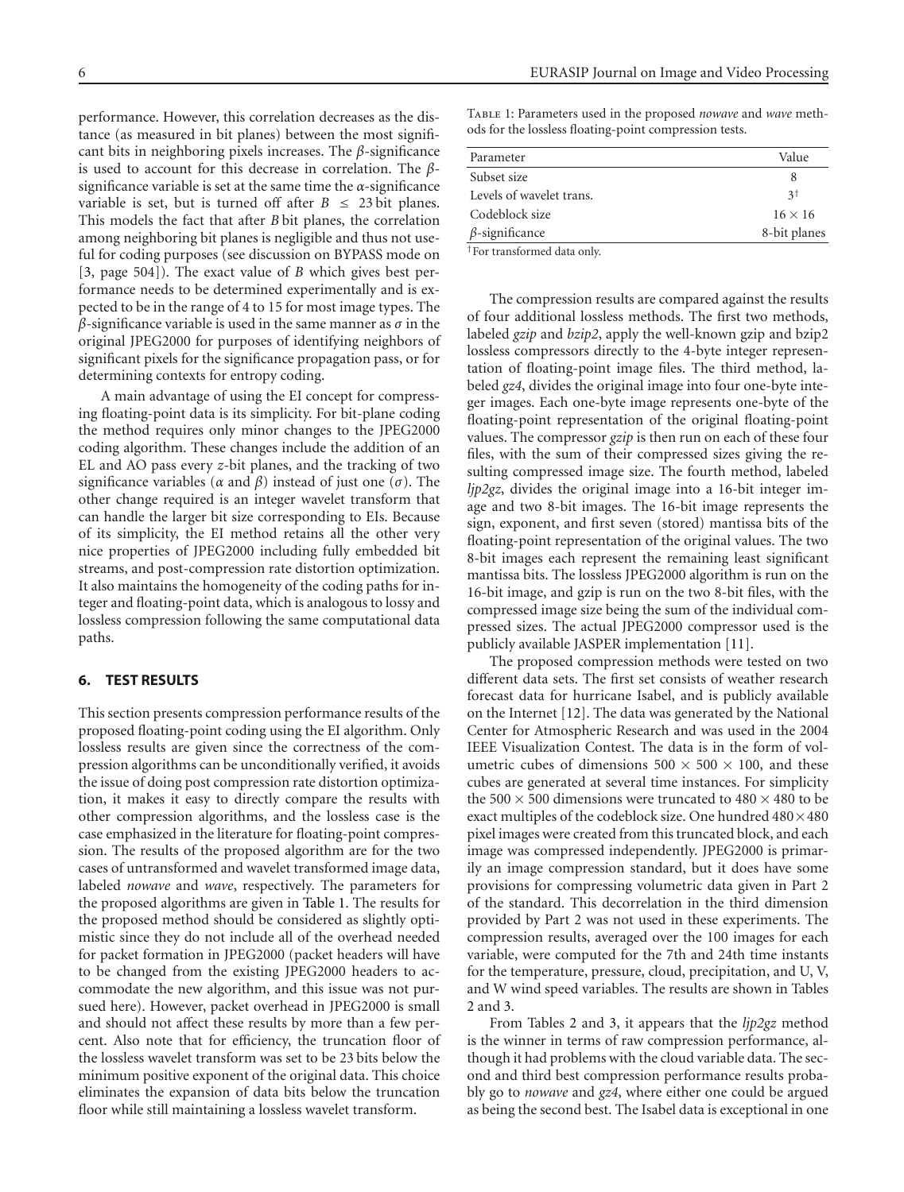performance. However, this correlation decreases as the distance (as measured in bit planes) between the most significant bits in neighboring pixels increases. The $\beta$-significance is used to account for this decrease in correlation. The $\beta$-significance variable is set at the same time the $\alpha$-significance variable is set, but is turned off after $B \leq 23$ bit planes. This models the fact that after $B$ bit planes, the correlation among neighboring bit planes is negligible and thus not useful for coding purposes (see discussion on BYPASS mode on [3, page 504]). The exact value of $B$ which gives best performance needs to be determined experimentally and is expected to be in the range of 4 to 15 for most image types. The $\beta$-significance variable is used in the same manner as $\sigma$ in the original JPEG2000 for purposes of identifying neighbors of significant pixels for the significance propagation pass, or for determining contexts for entropy coding.

A main advantage of using the EI concept for compressing floating-point data is its simplicity. For bit-plane coding the method requires only minor changes to the JPEG2000 coding algorithm. These changes include the addition of an EL and AO pass every $z$-bit planes, and the tracking of two significance variables ($\alpha$ and $\beta$) instead of just one ($\sigma$). The other change required is an integer wavelet transform that can handle the larger bit size corresponding to EIs. Because of its simplicity, the EI method retains all the other very nice properties of JPEG2000 including fully embedded bit streams, and post-compression rate distortion optimization. It also maintains the homogeneity of the coding paths for integer and floating-point data, which is analogous to lossy and lossless compression following the same computational data paths.

## 6. TEST RESULTS

This section presents compression performance results of the proposed floating-point coding using the EI algorithm. Only lossless results are given since the correctness of the compression algorithms can be unconditionally verified, it avoids the issue of doing post compression rate distortion optimization, it makes it easy to directly compare the results with other compression algorithms, and the lossless case is the case emphasized in the literature for floating-point compression. The results of the proposed algorithm are for the two cases of untransformed and wavelet transformed image data, labeled *nowave* and *wave*, respectively. The parameters for the proposed algorithms are given in Table 1. The results for the proposed method should be considered as slightly optimistic since they do not include all of the overhead needed for packet formation in JPEG2000 (packet headers will have to be changed from the existing JPEG2000 headers to accommodate the new algorithm, and this issue was not pursued here). However, packet overhead in JPEG2000 is small and should not affect these results by more than a few percent. Also note that for efficiency, the truncation floor of the lossless wavelet transform was set to be 23 bits below the minimum positive exponent of the original data. This choice eliminates the expansion of data bits below the truncation floor while still maintaining a lossless wavelet transform.

Table 1: Parameters used in the proposed *nowave* and *wave* methods for the lossless floating-point compression tests.

| Parameter | Value |
|---|---|
| Subset size | 8 |
| Levels of wavelet trans. | 3[†] |
| Codeblock size | $16 \times 16$ |
| $\beta$-significance | 8-bit planes |

[†]For transformed data only.

The compression results are compared against the results of four additional lossless methods. The first two methods, labeled *gzip* and *bzip2*, apply the well-known gzip and bzip2 lossless compressors directly to the 4-byte integer representation of floating-point image files. The third method, labeled *gz4*, divides the original image into four one-byte integer images. Each one-byte image represents one-byte of the floating-point representation of the original floating-point values. The compressor *gzip* is then run on each of these four files, with the sum of their compressed sizes giving the resulting compressed image size. The fourth method, labeled *ljp2gz*, divides the original image into a 16-bit integer image and two 8-bit images. The 16-bit image represents the sign, exponent, and first seven (stored) mantissa bits of the floating-point representation of the original values. The two 8-bit images each represent the remaining least significant mantissa bits. The lossless JPEG2000 algorithm is run on the 16-bit image, and gzip is run on the two 8-bit files, with the compressed image size being the sum of the individual compressed sizes. The actual JPEG2000 compressor used is the publicly available JASPER implementation [11].

The proposed compression methods were tested on two different data sets. The first set consists of weather research forecast data for hurricane Isabel, and is publicly available on the Internet [12]. The data was generated by the National Center for Atmospheric Research and was used in the 2004 IEEE Visualization Contest. The data is in the form of volumetric cubes of dimensions $500 \times 500 \times 100$, and these cubes are generated at several time instances. For simplicity the $500 \times 500$ dimensions were truncated to $480 \times 480$ to be exact multiples of the codeblock size. One hundred $480 \times 480$ pixel images were created from this truncated block, and each image was compressed independently. JPEG2000 is primarily an image compression standard, but it does have some provisions for compressing volumetric data given in Part 2 of the standard. This decorrelation in the third dimension provided by Part 2 was not used in these experiments. The compression results, averaged over the 100 images for each variable, were computed for the 7th and 24th time instants for the temperature, pressure, cloud, precipitation, and U, V, and W wind speed variables. The results are shown in Tables 2 and 3.

From Tables 2 and 3, it appears that the *ljp2gz* method is the winner in terms of raw compression performance, although it had problems with the cloud variable data. The second and third best compression performance results probably go to *nowave* and *gz4*, where either one could be argued as being the second best. The Isabel data is exceptional in one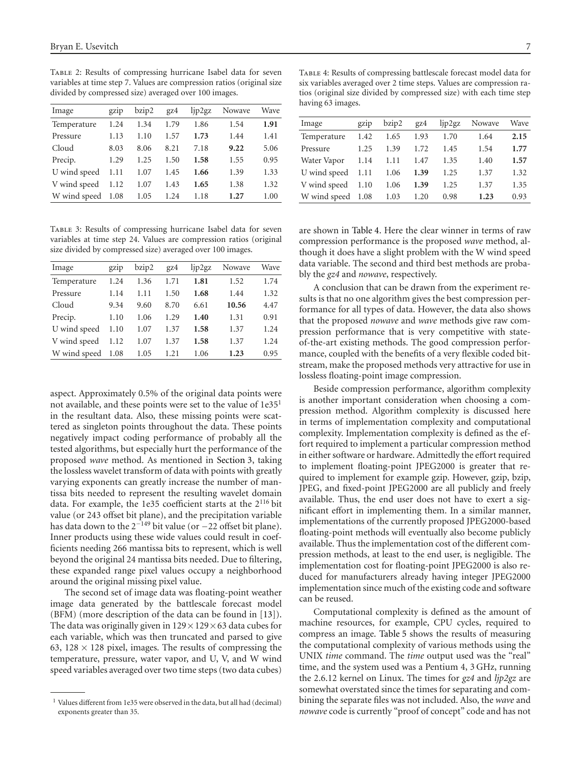Table 2: Results of compressing hurricane Isabel data for seven variables at time step 7. Values are compression ratios (original size divided by compressed size) averaged over 100 images.

| Image | gzip | bzip2 | gz4 | ljp2gz | Nowave | Wave |
|---|---|---|---|---|---|---|
| Temperature | 1.24 | 1.34 | 1.79 | 1.86 | 1.54 | **1.91** |
| Pressure | 1.13 | 1.10 | 1.57 | **1.73** | 1.44 | 1.41 |
| Cloud | 8.03 | 8.06 | 8.21 | 7.18 | **9.22** | 5.06 |
| Precip. | 1.29 | 1.25 | 1.50 | **1.58** | 1.55 | 0.95 |
| U wind speed | 1.11 | 1.07 | 1.45 | **1.66** | 1.39 | 1.33 |
| V wind speed | 1.12 | 1.07 | 1.43 | **1.65** | 1.38 | 1.32 |
| W wind speed | 1.08 | 1.05 | 1.24 | 1.18 | **1.27** | 1.00 |

Table 3: Results of compressing hurricane Isabel data for seven variables at time step 24. Values are compression ratios (original size divided by compressed size) averaged over 100 images.

| Image | gzip | bzip2 | gz4 | ljp2gz | Nowave | Wave |
|---|---|---|---|---|---|---|
| Temperature | 1.24 | 1.36 | 1.71 | **1.81** | 1.52 | 1.74 |
| Pressure | 1.14 | 1.11 | 1.50 | **1.68** | 1.44 | 1.32 |
| Cloud | 9.34 | 9.60 | 8.70 | 6.61 | **10.56** | 4.47 |
| Precip. | 1.10 | 1.06 | 1.29 | **1.40** | 1.31 | 0.91 |
| U wind speed | 1.10 | 1.07 | 1.37 | **1.58** | 1.37 | 1.24 |
| V wind speed | 1.12 | 1.07 | 1.37 | **1.58** | 1.37 | 1.24 |
| W wind speed | 1.08 | 1.05 | 1.21 | 1.06 | **1.23** | 0.95 |

aspect. Approximately 0.5% of the original data points were not available, and these points were set to the value of 1e35[1] in the resultant data. Also, these missing points were scattered as singleton points throughout the data. These points negatively impact coding performance of probably all the tested algorithms, but especially hurt the performance of the proposed *wave* method. As mentioned in Section 3, taking the lossless wavelet transform of data with points with greatly varying exponents can greatly increase the number of mantissa bits needed to represent the resulting wavelet domain data. For example, the 1e35 coefficient starts at the $2^{116}$ bit value (or 243 offset bit plane), and the precipitation variable has data down to the $2^{-149}$ bit value (or $-22$ offset bit plane). Inner products using these wide values could result in coefficients needing 266 mantissa bits to represent, which is well beyond the original 24 mantissa bits needed. Due to filtering, these expanded range pixel values occupy a neighborhood around the original missing pixel value.

The second set of image data was floating-point weather image data generated by the battlescale forecast model (BFM) (more description of the data can be found in [13]). The data was originally given in $129 \times 129 \times 63$ data cubes for each variable, which was then truncated and parsed to give 63, $128 \times 128$ pixel, images. The results of compressing the temperature, pressure, water vapor, and U, V, and W wind speed variables averaged over two time steps (two data cubes) are shown in Table 4. Here the clear winner in terms of raw compression performance is the proposed *wave* method, although it does have a slight problem with the W wind speed data variable. The second and third best methods are probably the *gz4* and *nowave*, respectively.

Table 4: Results of compressing battlescale forecast model data for six variables averaged over 2 time steps. Values are compression ratios (original size divided by compressed size) with each time step having 63 images.

| Image | gzip | bzip2 | gz4 | ljp2gz | Nowave | Wave |
|---|---|---|---|---|---|---|
| Temperature | 1.42 | 1.65 | 1.93 | 1.70 | 1.64 | **2.15** |
| Pressure | 1.25 | 1.39 | 1.72 | 1.45 | 1.54 | **1.77** |
| Water Vapor | 1.14 | 1.11 | 1.47 | 1.35 | 1.40 | **1.57** |
| U wind speed | 1.11 | 1.06 | **1.39** | 1.25 | 1.37 | 1.32 |
| V wind speed | 1.10 | 1.06 | **1.39** | 1.25 | 1.37 | 1.35 |
| W wind speed | 1.08 | 1.03 | 1.20 | 0.98 | **1.23** | 0.93 |

A conclusion that can be drawn from the experiment results is that no one algorithm gives the best compression performance for all types of data. However, the data also shows that the proposed *nowave* and *wave* methods give raw compression performance that is very competitive with state-of-the-art existing methods. The good compression performance, coupled with the benefits of a very flexible coded bitstream, make the proposed methods very attractive for use in lossless floating-point image compression.

Beside compression performance, algorithm complexity is another important consideration when choosing a compression method. Algorithm complexity is discussed here in terms of implementation complexity and computational complexity. Implementation complexity is defined as the effort required to implement a particular compression method in either software or hardware. Admittedly the effort required to implement floating-point JPEG2000 is greater that required to implement for example gzip. However, gzip, bzip, JPEG, and fixed-point JPEG2000 are all publicly and freely available. Thus, the end user does not have to exert a significant effort in implementing them. In a similar manner, implementations of the currently proposed JPEG2000-based floating-point methods will eventually also become publicly available. Thus the implementation cost of the different compression methods, at least to the end user, is negligible. The implementation cost for floating-point JPEG2000 is also reduced for manufacturers already having integer JPEG2000 implementation since much of the existing code and software can be reused.

Computational complexity is defined as the amount of machine resources, for example, CPU cycles, required to compress an image. Table 5 shows the results of measuring the computational complexity of various methods using the UNIX *time* command. The *time* output used was the "real" time, and the system used was a Pentium 4, 3 GHz, running the 2.6.12 kernel on Linux. The times for *gz4* and *ljp2gz* are somewhat overstated since the times for separating and combining the separate files was not included. Also, the *wave* and *nowave* code is currently "proof of concept" code and has not

[1] Values different from 1e35 were observed in the data, but all had (decimal) exponents greater than 35.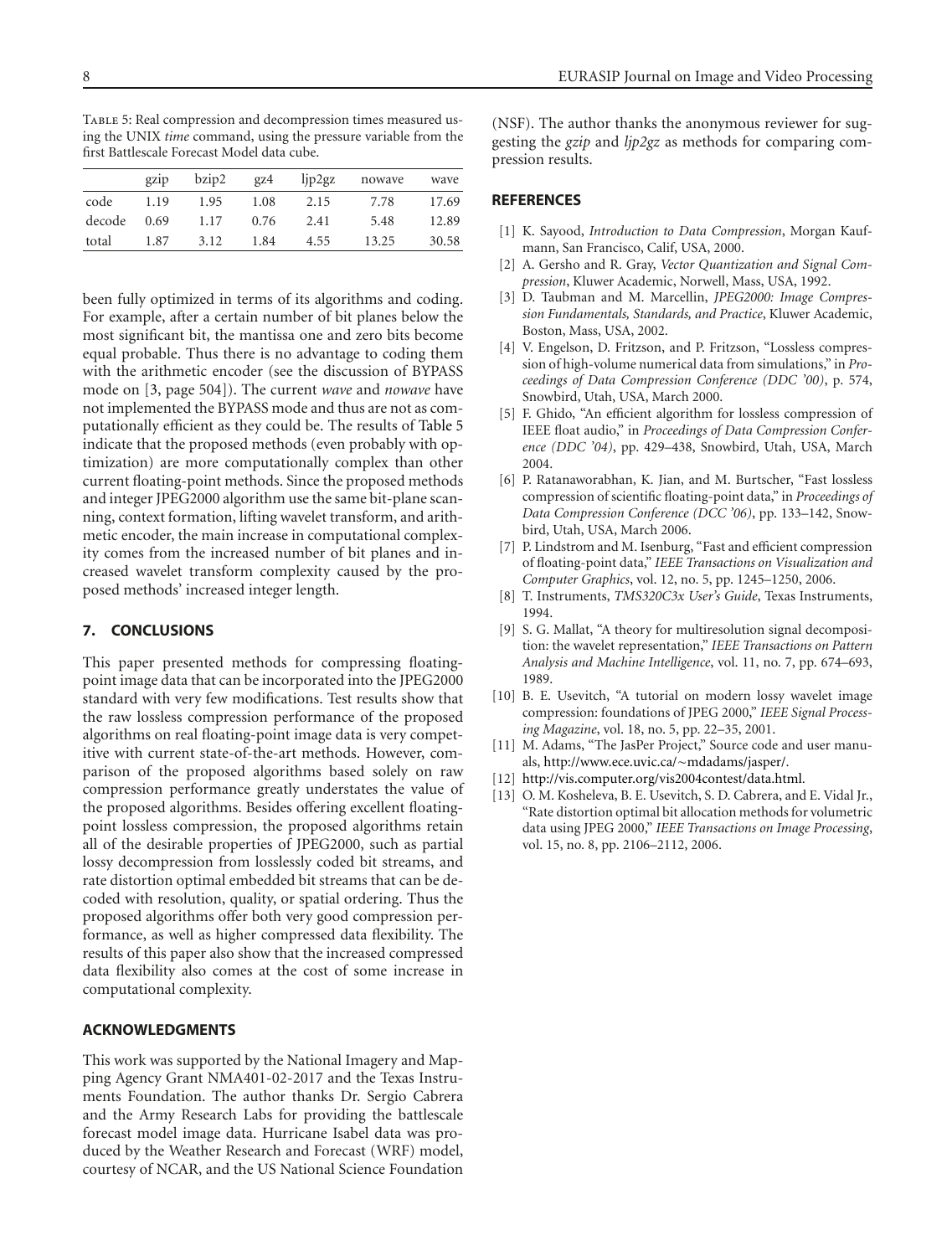Table 5: Real compression and decompression times measured using the UNIX *time* command, using the pressure variable from the first Battlescale Forecast Model data cube.

| | gzip | bzip2 | gz4 | ljp2gz | nowave | wave |
|---|---|---|---|---|---|---|
| code | 1.19 | 1.95 | 1.08 | 2.15 | 7.78 | 17.69 |
| decode | 0.69 | 1.17 | 0.76 | 2.41 | 5.48 | 12.89 |
| total | 1.87 | 3.12 | 1.84 | 4.55 | 13.25 | 30.58 |

been fully optimized in terms of its algorithms and coding. For example, after a certain number of bit planes below the most significant bit, the mantissa one and zero bits become equal probable. Thus there is no advantage to coding them with the arithmetic encoder (see the discussion of BYPASS mode on [3, page 504]). The current *wave* and *nowave* have not implemented the BYPASS mode and thus are not as computationally efficient as they could be. The results of Table 5 indicate that the proposed methods (even probably with optimization) are more computationally complex than other current floating-point methods. Since the proposed methods and integer JPEG2000 algorithm use the same bit-plane scanning, context formation, lifting wavelet transform, and arithmetic encoder, the main increase in computational complexity comes from the increased number of bit planes and increased wavelet transform complexity caused by the proposed methods' increased integer length.

## 7. CONCLUSIONS

This paper presented methods for compressing floating-point image data that can be incorporated into the JPEG2000 standard with very few modifications. Test results show that the raw lossless compression performance of the proposed algorithms on real floating-point image data is very competitive with current state-of-the-art methods. However, comparison of the proposed algorithms based solely on raw compression performance greatly understates the value of the proposed algorithms. Besides offering excellent floating-point lossless compression, the proposed algorithms retain all of the desirable properties of JPEG2000, such as partial lossy decompression from losslessly coded bit streams, and rate distortion optimal embedded bit streams that can be decoded with resolution, quality, or spatial ordering. Thus the proposed algorithms offer both very good compression performance, as well as higher compressed data flexibility. The results of this paper also show that the increased compressed data flexibility also comes at the cost of some increase in computational complexity.

## ACKNOWLEDGMENTS

This work was supported by the National Imagery and Mapping Agency Grant NMA401-02-2017 and the Texas Instruments Foundation. The author thanks Dr. Sergio Cabrera and the Army Research Labs for providing the battlescale forecast model image data. Hurricane Isabel data was produced by the Weather Research and Forecast (WRF) model, courtesy of NCAR, and the US National Science Foundation (NSF). The author thanks the anonymous reviewer for suggesting the *gzip* and *ljp2gz* as methods for comparing compression results.

## REFERENCES

[1] K. Sayood, *Introduction to Data Compression*, Morgan Kaufmann, San Francisco, Calif, USA, 2000.

[2] A. Gersho and R. Gray, *Vector Quantization and Signal Compression*, Kluwer Academic, Norwell, Mass, USA, 1992.

[3] D. Taubman and M. Marcellin, *JPEG2000: Image Compression Fundamentals, Standards, and Practice*, Kluwer Academic, Boston, Mass, USA, 2002.

[4] V. Engelson, D. Fritzson, and P. Fritzson, "Lossless compression of high-volume numerical data from simulations," in *Proceedings of Data Compression Conference (DDC '00)*, p. 574, Snowbird, Utah, USA, March 2000.

[5] F. Ghido, "An efficient algorithm for lossless compression of IEEE float audio," in *Proceedings of Data Compression Conference (DDC '04)*, pp. 429–438, Snowbird, Utah, USA, March 2004.

[6] P. Ratanaworabhan, K. Jian, and M. Burtscher, "Fast lossless compression of scientific floating-point data," in *Proceedings of Data Compression Conference (DCC '06)*, pp. 133–142, Snowbird, Utah, USA, March 2006.

[7] P. Lindstrom and M. Isenburg, "Fast and efficient compression of floating-point data," *IEEE Transactions on Visualization and Computer Graphics*, vol. 12, no. 5, pp. 1245–1250, 2006.

[8] T. Instruments, *TMS320C3x User's Guide*, Texas Instruments, 1994.

[9] S. G. Mallat, "A theory for multiresolution signal decomposition: the wavelet representation," *IEEE Transactions on Pattern Analysis and Machine Intelligence*, vol. 11, no. 7, pp. 674–693, 1989.

[10] B. E. Usevitch, "A tutorial on modern lossy wavelet image compression: foundations of JPEG 2000," *IEEE Signal Processing Magazine*, vol. 18, no. 5, pp. 22–35, 2001.

[11] M. Adams, "The JasPer Project," Source code and user manuals, http://www.ece.uvic.ca/∼mdadams/jasper/.

[12] http://vis.computer.org/vis2004contest/data.html.

[13] O. M. Kosheleva, B. E. Usevitch, S. D. Cabrera, and E. Vidal Jr., "Rate distortion optimal bit allocation methods for volumetric data using JPEG 2000," *IEEE Transactions on Image Processing*, vol. 15, no. 8, pp. 2106–2112, 2006.